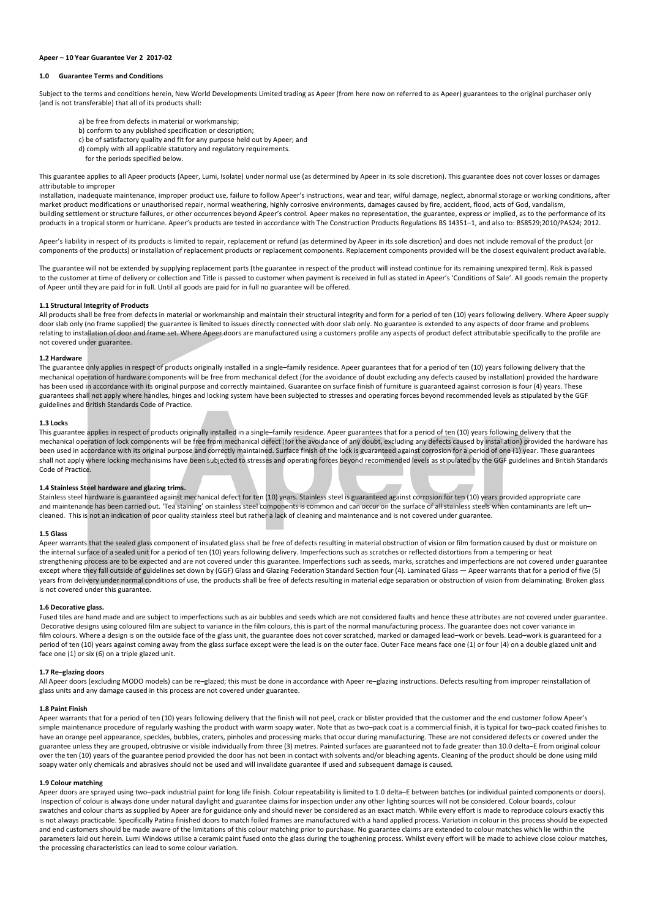**Apeer – 10 Year Guarantee Ver 2 2017-02**

## 1.0 Guarantee Terms and Conditions

Subject to the terms and conditions herein, New World Developments Limited trading as Apeer (from here now on referred to as Apeer) guarantees to the original purchaser only (and is not transferable) that all of its products shall:

a) be free from defects in material or workmanship;
b) conform to any published specification or description;
c) be of satisfactory quality and fit for any purpose held out by Apeer; and
d) comply with all applicable statutory and regulatory requirements.
for the periods specified below.

This guarantee applies to all Apeer products (Apeer, Lumi, Isolate) under normal use (as determined by Apeer in its sole discretion). This guarantee does not cover losses or damages attributable to improper installation, inadequate maintenance, improper product use, failure to follow Apeer's instructions, wear and tear, wilful damage, neglect, abnormal storage or working conditions, after market product modifications or unauthorised repair, normal weathering, highly corrosive environments, damages caused by fire, accident, flood, acts of God, vandalism, building settlement or structure failures, or other occurrences beyond Apeer's control. Apeer makes no representation, the guarantee, express or implied, as to the performance of its products in a tropical storm or hurricane. Apeer's products are tested in accordance with The Construction Products Regulations BS 14351–1, and also to: BS8529;2010/PAS24; 2012.

Apeer's liability in respect of its products is limited to repair, replacement or refund (as determined by Apeer in its sole discretion) and does not include removal of the product (or components of the products) or installation of replacement products or replacement components. Replacement components provided will be the closest equivalent product available.

The guarantee will not be extended by supplying replacement parts (the guarantee in respect of the product will instead continue for its remaining unexpired term). Risk is passed to the customer at time of delivery or collection and Title is passed to customer when payment is received in full as stated in Apeer's 'Conditions of Sale'. All goods remain the property of Apeer until they are paid for in full. Until all goods are paid for in full no guarantee will be offered.

### 1.1 Structural Integrity of Products

All products shall be free from defects in material or workmanship and maintain their structural integrity and form for a period of ten (10) years following delivery. Where Apeer supply door slab only (no frame supplied) the guarantee is limited to issues directly connected with door slab only. No guarantee is extended to any aspects of door frame and problems relating to installation of door and frame set. Where Apeer doors are manufactured using a customers profile any aspects of product defect attributable specifically to the profile are not covered under guarantee.

### 1.2 Hardware

The guarantee only applies in respect of products originally installed in a single–family residence. Apeer guarantees that for a period of ten (10) years following delivery that the mechanical operation of hardware components will be free from mechanical defect (for the avoidance of doubt excluding any defects caused by installation) provided the hardware has been used in accordance with its original purpose and correctly maintained. Guarantee on surface finish of furniture is guaranteed against corrosion is four (4) years. These guarantees shall not apply where handles, hinges and locking system have been subjected to stresses and operating forces beyond recommended levels as stipulated by the GGF guidelines and British Standards Code of Practice.

### 1.3 Locks

This guarantee applies in respect of products originally installed in a single–family residence. Apeer guarantees that for a period of ten (10) years following delivery that the mechanical operation of lock components will be free from mechanical defect (for the avoidance of any doubt, excluding any defects caused by installation) provided the hardware has been used in accordance with its original purpose and correctly maintained. Surface finish of the lock is guaranteed against corrosion for a period of one (1) year. These guarantees shall not apply where locking mechanisims have been subjected to stresses and operating forces beyond recommended levels as stipulated by the GGF guidelines and British Standards Code of Practice.

### 1.4 Stainless Steel hardware and glazing trims.

Stainless steel hardware is guaranteed against mechanical defect for ten (10) years. Stainless steel is guaranteed against corrosion for ten (10) years provided appropriate care and maintenance has been carried out. 'Tea staining' on stainless steel components is common and can occur on the surface of all stainless steels when contaminants are left un–cleaned. This is not an indication of poor quality stainless steel but rather a lack of cleaning and maintenance and is not covered under guarantee.

### 1.5 Glass

Apeer warrants that the sealed glass component of insulated glass shall be free of defects resulting in material obstruction of vision or film formation caused by dust or moisture on the internal surface of a sealed unit for a period of ten (10) years following delivery. Imperfections such as scratches or reflected distortions from a tempering or heat strengthening process are to be expected and are not covered under this guarantee. Imperfections such as seeds, marks, scratches and imperfections are not covered under guarantee except where they fall outside of guidelines set down by (GGF) Glass and Glazing Federation Standard Section four (4). Laminated Glass — Apeer warrants that for a period of five (5) years from delivery under normal conditions of use, the products shall be free of defects resulting in material edge separation or obstruction of vision from delaminating. Broken glass is not covered under this guarantee.

### 1.6 Decorative glass.

Fused tiles are hand made and are subject to imperfections such as air bubbles and seeds which are not considered faults and hence these attributes are not covered under guarantee. Decorative designs using coloured film are subject to variance in the film colours, this is part of the normal manufacturing process. The guarantee does not cover variance in film colours. Where a design is on the outside face of the glass unit, the guarantee does not cover scratched, marked or damaged lead–work or bevels. Lead–work is guaranteed for a period of ten (10) years against coming away from the glass surface except were the lead is on the outer face. Outer Face means face one (1) or four (4) on a double glazed unit and face one (1) or six (6) on a triple glazed unit.

### 1.7 Re–glazing doors

All Apeer doors (excluding MODO models) can be re–glazed; this must be done in accordance with Apeer re–glazing instructions. Defects resulting from improper reinstallation of glass units and any damage caused in this process are not covered under guarantee.

### 1.8 Paint Finish

Apeer warrants that for a period of ten (10) years following delivery that the finish will not peel, crack or blister provided that the customer and the end customer follow Apeer's simple maintenance procedure of regularly washing the product with warm soapy water. Note that as two–pack coat is a commercial finish, it is typical for two–pack coated finishes to have an orange peel appearance, speckles, bubbles, craters, pinholes and processing marks that occur during manufacturing. These are not considered defects or covered under the guarantee unless they are grouped, obtrusive or visible individually from three (3) metres. Painted surfaces are guaranteed not to fade greater than 10.0 delta–E from original colour over the ten (10) years of the guarantee period provided the door has not been in contact with solvents and/or bleaching agents. Cleaning of the product should be done using mild soapy water only chemicals and abrasives should not be used and will invalidate guarantee if used and subsequent damage is caused.

### 1.9 Colour matching

Apeer doors are sprayed using two–pack industrial paint for long life finish. Colour repeatability is limited to 1.0 delta–E between batches (or individual painted components or doors). Inspection of colour is always done under natural daylight and guarantee claims for inspection under any other lighting sources will not be considered. Colour boards, colour swatches and colour charts as supplied by Apeer are for guidance only and should never be considered as an exact match. While every effort is made to reproduce colours exactly this is not always practicable. Specifically Patina finished doors to match foiled frames are manufactured with a hand applied process. Variation in colour in this process should be expected and end customers should be made aware of the limitations of this colour matching prior to purchase. No guarantee claims are extended to colour matches which lie within the parameters laid out herein. Lumi Windows utilise a ceramic paint fused onto the glass during the toughening process. Whilst every effort will be made to achieve close colour matches, the processing characteristics can lead to some colour variation.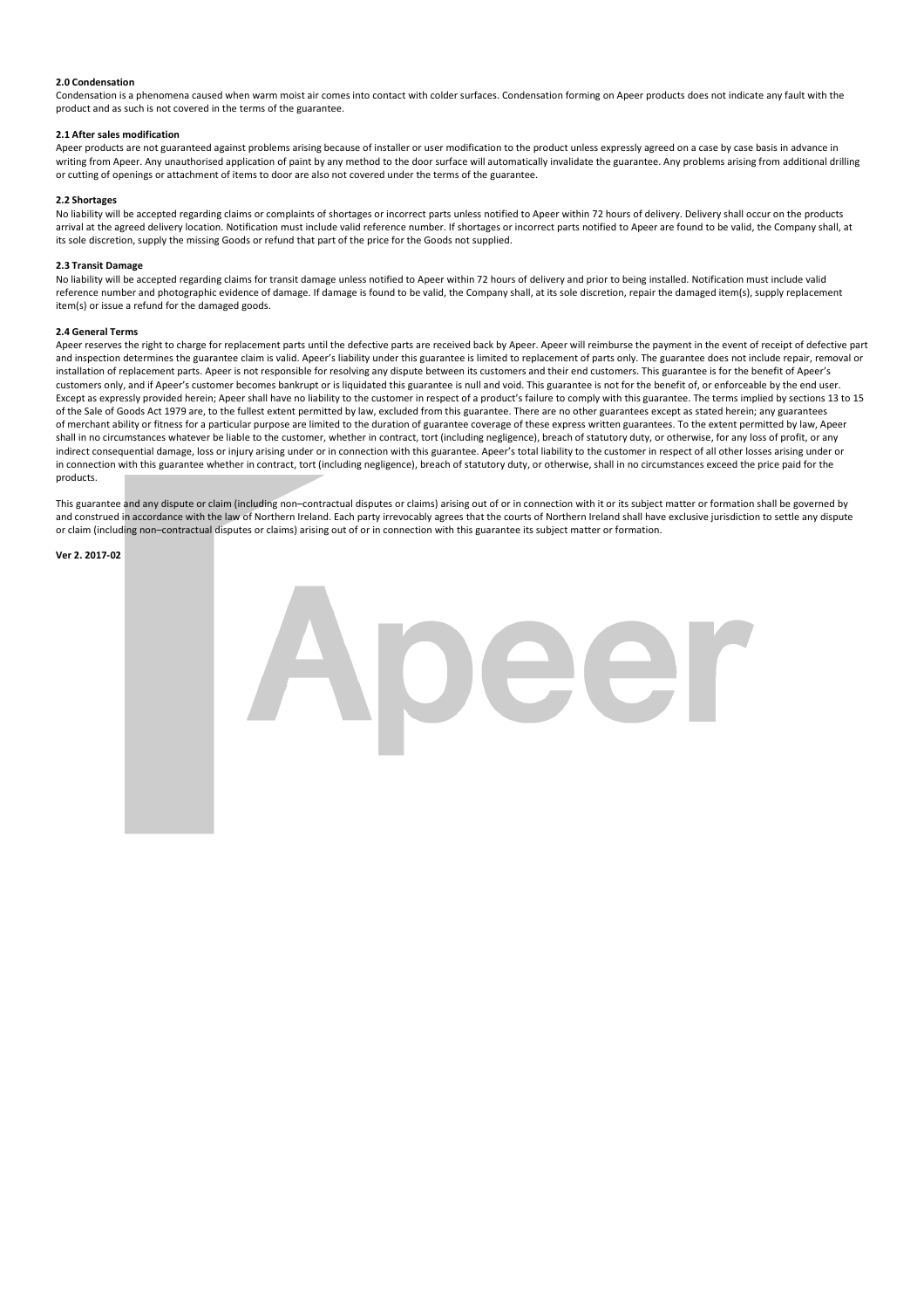#### 2.0 Condensation

Condensation is a phenomena caused when warm moist air comes into contact with colder surfaces. Condensation forming on Apeer products does not indicate any fault with the product and as such is not covered in the terms of the guarantee.

#### 2.1 After sales modification

Apeer products are not guaranteed against problems arising because of installer or user modification to the product unless expressly agreed on a case by case basis in advance in writing from Apeer. Any unauthorised application of paint by any method to the door surface will automatically invalidate the guarantee. Any problems arising from additional drilling or cutting of openings or attachment of items to door are also not covered under the terms of the guarantee.

#### 2.2 Shortages

No liability will be accepted regarding claims or complaints of shortages or incorrect parts unless notified to Apeer within 72 hours of delivery. Delivery shall occur on the products arrival at the agreed delivery location. Notification must include valid reference number. If shortages or incorrect parts notified to Apeer are found to be valid, the Company shall, at its sole discretion, supply the missing Goods or refund that part of the price for the Goods not supplied.

#### 2.3 Transit Damage

No liability will be accepted regarding claims for transit damage unless notified to Apeer within 72 hours of delivery and prior to being installed. Notification must include valid reference number and photographic evidence of damage. If damage is found to be valid, the Company shall, at its sole discretion, repair the damaged item(s), supply replacement item(s) or issue a refund for the damaged goods.

#### 2.4 General Terms

Apeer reserves the right to charge for replacement parts until the defective parts are received back by Apeer. Apeer will reimburse the payment in the event of receipt of defective part and inspection determines the guarantee claim is valid. Apeer's liability under this guarantee is limited to replacement of parts only. The guarantee does not include repair, removal or installation of replacement parts. Apeer is not responsible for resolving any dispute between its customers and their end customers. This guarantee is for the benefit of Apeer's customers only, and if Apeer's customer becomes bankrupt or is liquidated this guarantee is null and void. This guarantee is not for the benefit of, or enforceable by the end user. Except as expressly provided herein; Apeer shall have no liability to the customer in respect of a product's failure to comply with this guarantee. The terms implied by sections 13 to 15 of the Sale of Goods Act 1979 are, to the fullest extent permitted by law, excluded from this guarantee. There are no other guarantees except as stated herein; any guarantees of merchant ability or fitness for a particular purpose are limited to the duration of guarantee coverage of these express written guarantees. To the extent permitted by law, Apeer shall in no circumstances whatever be liable to the customer, whether in contract, tort (including negligence), breach of statutory duty, or otherwise, for any loss of profit, or any indirect consequential damage, loss or injury arising under or in connection with this guarantee. Apeer's total liability to the customer in respect of all other losses arising under or in connection with this guarantee whether in contract, tort (including negligence), breach of statutory duty, or otherwise, shall in no circumstances exceed the price paid for the products.

This guarantee and any dispute or claim (including non–contractual disputes or claims) arising out of or in connection with it or its subject matter or formation shall be governed by and construed in accordance with the law of Northern Ireland. Each party irrevocably agrees that the courts of Northern Ireland shall have exclusive jurisdiction to settle any dispute or claim (including non–contractual disputes or claims) arising out of or in connection with this guarantee its subject matter or formation.

**Ver 2. 2017-02**